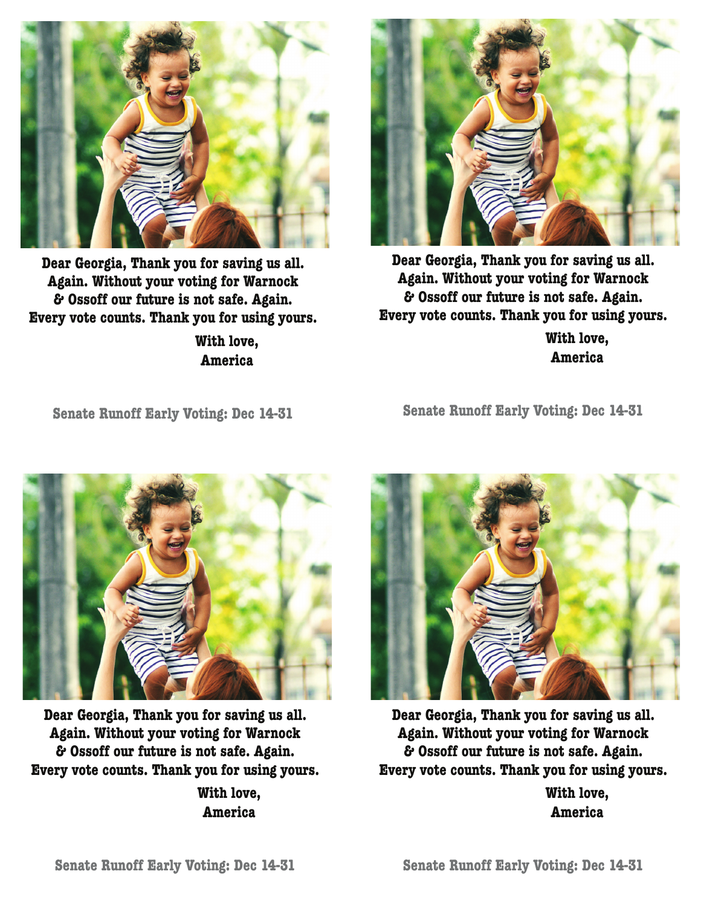**Dear Georgia, Thank you for saving us all. Again. Without your voting for Warnock & Ossoff our future is not safe. Again. Every vote counts. Thank you for using yours.**

**With love,**
**America**

**Senate Runoff Early Voting: Dec 14-31**

**Dear Georgia, Thank you for saving us all. Again. Without your voting for Warnock & Ossoff our future is not safe. Again. Every vote counts. Thank you for using yours.**

**With love,**
**America**

**Senate Runoff Early Voting: Dec 14-31**

**Dear Georgia, Thank you for saving us all. Again. Without your voting for Warnock & Ossoff our future is not safe. Again. Every vote counts. Thank you for using yours.**

**With love,**
**America**

**Senate Runoff Early Voting: Dec 14-31**

**Dear Georgia, Thank you for saving us all. Again. Without your voting for Warnock & Ossoff our future is not safe. Again. Every vote counts. Thank you for using yours.**

**With love,**
**America**

**Senate Runoff Early Voting: Dec 14-31**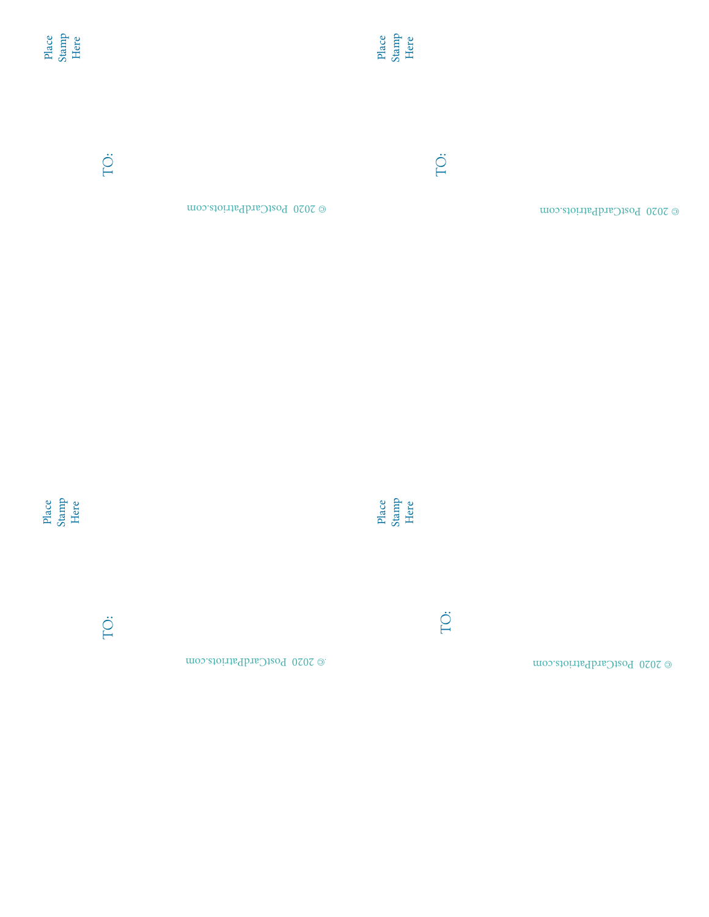Place
Stamp
Here

TO:

© 2020 PostCardPatriots.com

Place
Stamp
Here

TO:

© 2020 PostCardPatriots.com

Place
Stamp
Here

TO:

© 2020 PostCardPatriots.com

Place
Stamp
Here

TO:

© 2020 PostCardPatriots.com